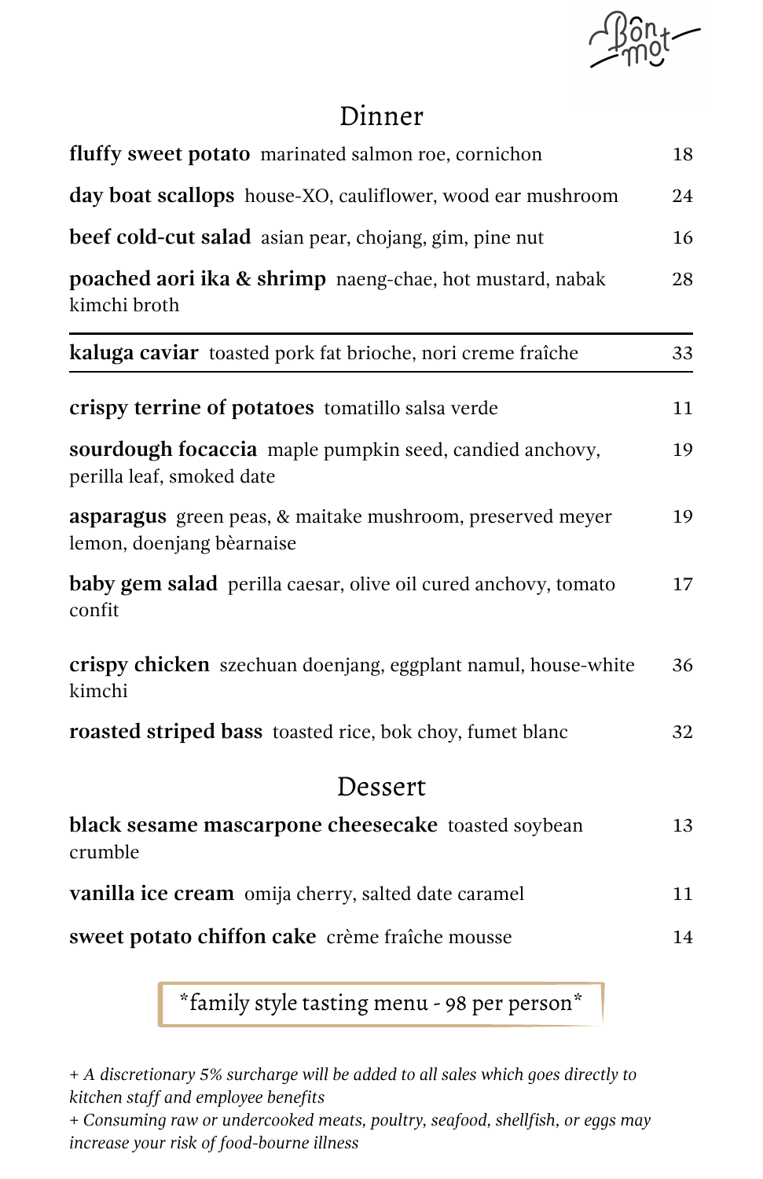Bôn mot

# Dinner

**fluffy sweet potato** marinated salmon roe, cornichon 18

**day boat scallops** house-XO, cauliflower, wood ear mushroom 24

**beef cold-cut salad** asian pear, chojang, gim, pine nut 16

**poached aori ika & shrimp** naeng-chae, hot mustard, nabak kimchi broth 28

---

**kaluga caviar** toasted pork fat brioche, nori creme fraîche 33

---

**crispy terrine of potatoes** tomatillo salsa verde 11

**sourdough focaccia** maple pumpkin seed, candied anchovy, perilla leaf, smoked date 19

**asparagus** green peas, & maitake mushroom, preserved meyer lemon, doenjang bèarnaise 19

**baby gem salad** perilla caesar, olive oil cured anchovy, tomato confit 17

**crispy chicken** szechuan doenjang, eggplant namul, house-white kimchi 36

**roasted striped bass** toasted rice, bok choy, fumet blanc 32

# Dessert

**black sesame mascarpone cheesecake** toasted soybean crumble 13

**vanilla ice cream** omija cherry, salted date caramel 11

**sweet potato chiffon cake** crème fraîche mousse 14

*family style tasting menu - 98 per person*

*+ A discretionary 5% surcharge will be added to all sales which goes directly to kitchen staff and employee benefits*
*+ Consuming raw or undercooked meats, poultry, seafood, shellfish, or eggs may increase your risk of food-bourne illness*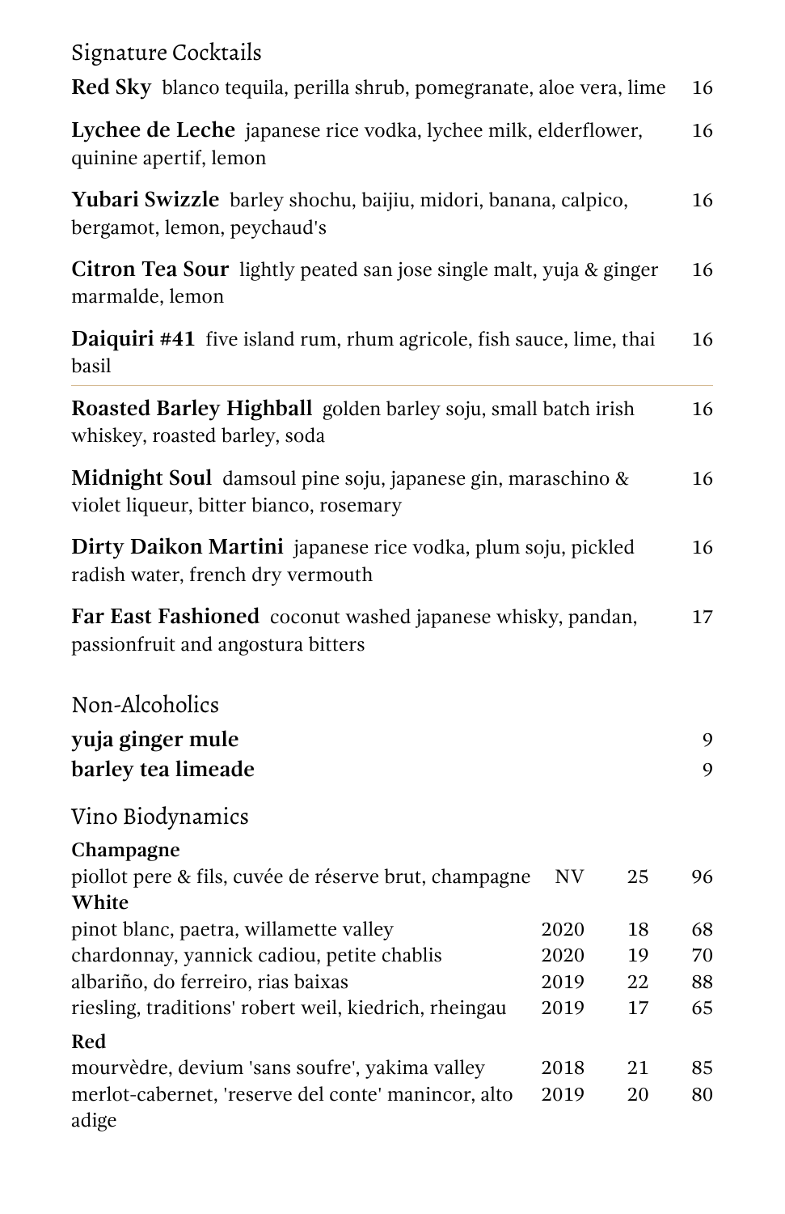## Signature Cocktails

**Red Sky** blanco tequila, perilla shrub, pomegranate, aloe vera, lime — 16

**Lychee de Leche** japanese rice vodka, lychee milk, elderflower, quinine apertif, lemon — 16

**Yubari Swizzle** barley shochu, baijiu, midori, banana, calpico, bergamot, lemon, peychaud's — 16

**Citron Tea Sour** lightly peated san jose single malt, yuja & ginger marmalde, lemon — 16

**Daiquiri #41** five island rum, rhum agricole, fish sauce, lime, thai basil — 16

---

**Roasted Barley Highball** golden barley soju, small batch irish whiskey, roasted barley, soda — 16

**Midnight Soul** damsoul pine soju, japanese gin, maraschino & violet liqueur, bitter bianco, rosemary — 16

**Dirty Daikon Martini** japanese rice vodka, plum soju, pickled radish water, french dry vermouth — 16

**Far East Fashioned** coconut washed japanese whisky, pandan, passionfruit and angostura bitters — 17

## Non-Alcoholics

**yuja ginger mule** — 9

**barley tea limeade** — 9

## Vino Biodynamics

| | | | |
|---|---|---|---|
| **Champagne** | | | |
| piollot pere & fils, cuvée de réserve brut, champagne | NV | 25 | 96 |
| **White** | | | |
| pinot blanc, paetra, willamette valley | 2020 | 18 | 68 |
| chardonnay, yannick cadiou, petite chablis | 2020 | 19 | 70 |
| albariño, do ferreiro, rias baixas | 2019 | 22 | 88 |
| riesling, traditions' robert weil, kiedrich, rheingau | 2019 | 17 | 65 |
| **Red** | | | |
| mourvèdre, devium 'sans soufre', yakima valley | 2018 | 21 | 85 |
| merlot-cabernet, 'reserve del conte' manincor, alto adige | 2019 | 20 | 80 |